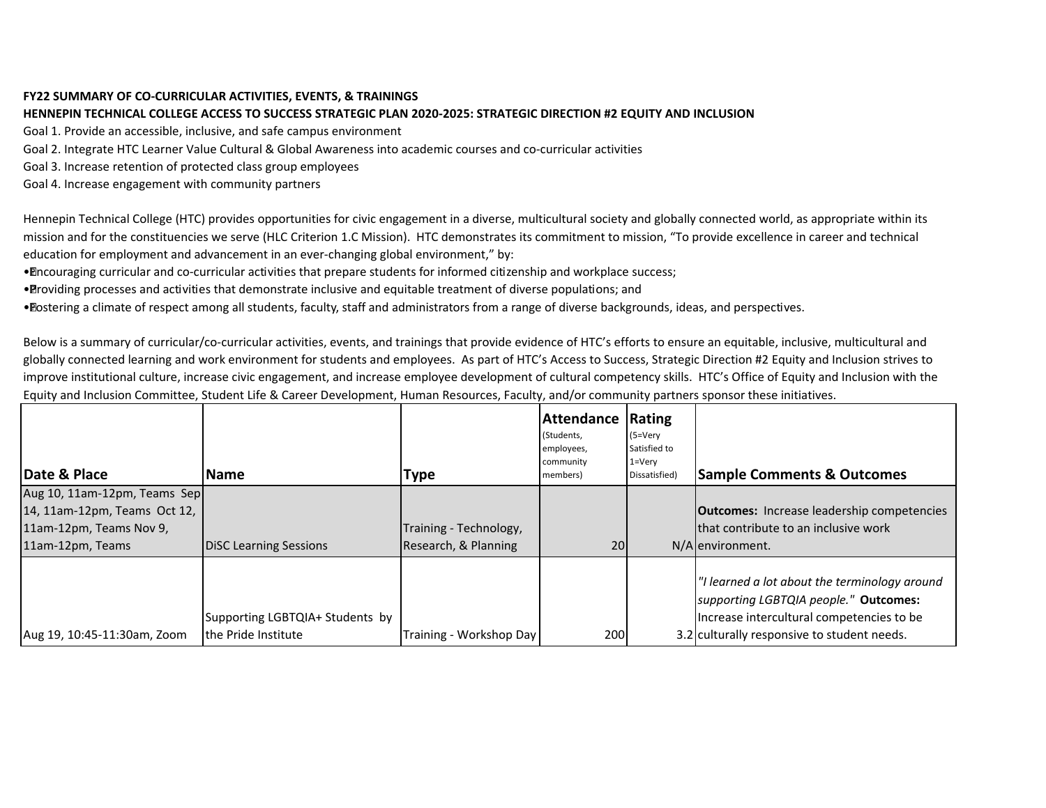**FY22 SUMMARY OF CO-CURRICULAR ACTIVITIES, EVENTS, & TRAININGS**

**HENNEPIN TECHNICAL COLLEGE ACCESS TO SUCCESS STRATEGIC PLAN 2020-2025: STRATEGIC DIRECTION #2 EQUITY AND INCLUSION**

Goal 1. Provide an accessible, inclusive, and safe campus environment

Goal 2. Integrate HTC Learner Value Cultural & Global Awareness into academic courses and co-curricular activities

Goal 3. Increase retention of protected class group employees

Goal 4. Increase engagement with community partners

Hennepin Technical College (HTC) provides opportunities for civic engagement in a diverse, multicultural society and globally connected world, as appropriate within its mission and for the constituencies we serve (HLC Criterion 1.C Mission). HTC demonstrates its commitment to mission, "To provide excellence in career and technical education for employment and advancement in an ever-changing global environment," by:

- Encouraging curricular and co-curricular activities that prepare students for informed citizenship and workplace success;
- Providing processes and activities that demonstrate inclusive and equitable treatment of diverse populations; and
- Fostering a climate of respect among all students, faculty, staff and administrators from a range of diverse backgrounds, ideas, and perspectives.

Below is a summary of curricular/co-curricular activities, events, and trainings that provide evidence of HTC's efforts to ensure an equitable, inclusive, multicultural and globally connected learning and work environment for students and employees. As part of HTC's Access to Success, Strategic Direction #2 Equity and Inclusion strives to improve institutional culture, increase civic engagement, and increase employee development of cultural competency skills. HTC's Office of Equity and Inclusion with the Equity and Inclusion Committee, Student Life & Career Development, Human Resources, Faculty, and/or community partners sponsor these initiatives.

| Date & Place | Name | Type | Attendance (Students, employees, community members) | Rating (5=Very Satisfied to 1=Very Dissatisfied) | Sample Comments & Outcomes |
|---|---|---|---|---|---|
| Aug 10, 11am-12pm, Teams Sep 14, 11am-12pm, Teams Oct 12, 11am-12pm, Teams Nov 9, 11am-12pm, Teams | DiSC Learning Sessions | Training - Technology, Research, & Planning | 20 | N/A | **Outcomes:** Increase leadership competencies that contribute to an inclusive work environment. |
| Aug 19, 10:45-11:30am, Zoom | Supporting LGBTQIA+ Students by the Pride Institute | Training - Workshop Day | 200 | 3.2 | *"I learned a lot about the terminology around supporting LGBTQIA people."* **Outcomes:** Increase intercultural competencies to be culturally responsive to student needs. |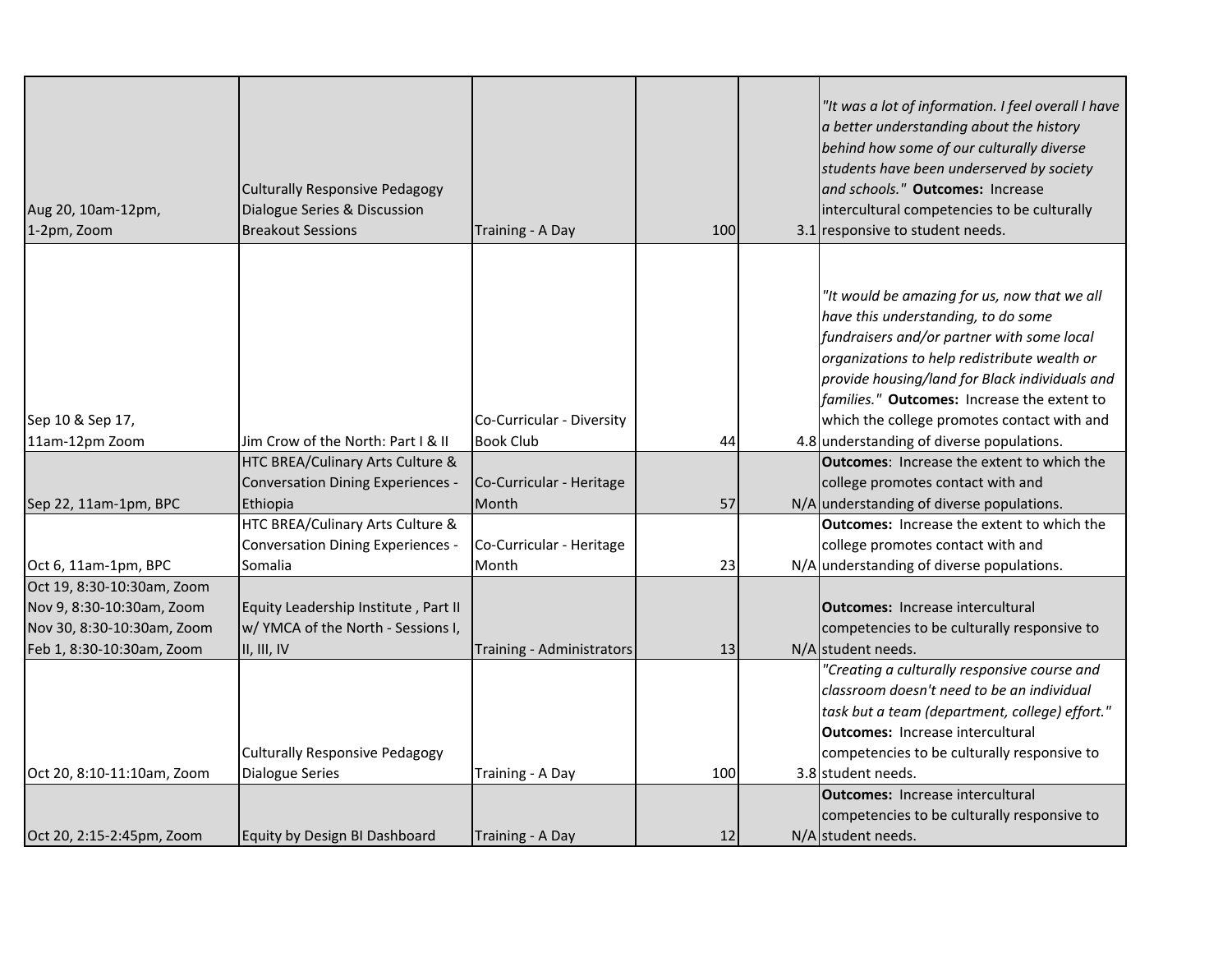| | | | | | |
|---|---|---|---|---|---|
| Aug 20, 10am-12pm, 1-2pm, Zoom | Culturally Responsive Pedagogy Dialogue Series & Discussion Breakout Sessions | Training - A Day | 100 | 3.1 | *"It was a lot of information. I feel overall I have a better understanding about the history behind how some of our culturally diverse students have been underserved by society and schools."* **Outcomes:** Increase intercultural competencies to be culturally responsive to student needs. |
| Sep 10 & Sep 17, 11am-12pm Zoom | Jim Crow of the North: Part I & II | Co-Curricular - Diversity Book Club | 44 | 4.8 | *"It would be amazing for us, now that we all have this understanding, to do some fundraisers and/or partner with some local organizations to help redistribute wealth or provide housing/land for Black individuals and families."* **Outcomes:** Increase the extent to which the college promotes contact with and understanding of diverse populations. |
| Sep 22, 11am-1pm, BPC | HTC BREA/Culinary Arts Culture & Conversation Dining Experiences - Ethiopia | Co-Curricular - Heritage Month | 57 | N/A | **Outcomes**: Increase the extent to which the college promotes contact with and understanding of diverse populations. |
| Oct 6, 11am-1pm, BPC | HTC BREA/Culinary Arts Culture & Conversation Dining Experiences - Somalia | Co-Curricular - Heritage Month | 23 | N/A | **Outcomes:** Increase the extent to which the college promotes contact with and understanding of diverse populations. |
| Oct 19, 8:30-10:30am, Zoom<br>Nov 9, 8:30-10:30am, Zoom<br>Nov 30, 8:30-10:30am, Zoom<br>Feb 1, 8:30-10:30am, Zoom | Equity Leadership Institute , Part II w/ YMCA of the North - Sessions I, II, III, IV | Training - Administrators | 13 | N/A | **Outcomes:** Increase intercultural competencies to be culturally responsive to student needs. |
| Oct 20, 8:10-11:10am, Zoom | Culturally Responsive Pedagogy Dialogue Series | Training - A Day | 100 | 3.8 | *"Creating a culturally responsive course and classroom doesn't need to be an individual task but a team (department, college) effort."* **Outcomes:** Increase intercultural competencies to be culturally responsive to student needs. |
| Oct 20, 2:15-2:45pm, Zoom | Equity by Design BI Dashboard | Training - A Day | 12 | N/A | **Outcomes:** Increase intercultural competencies to be culturally responsive to student needs. |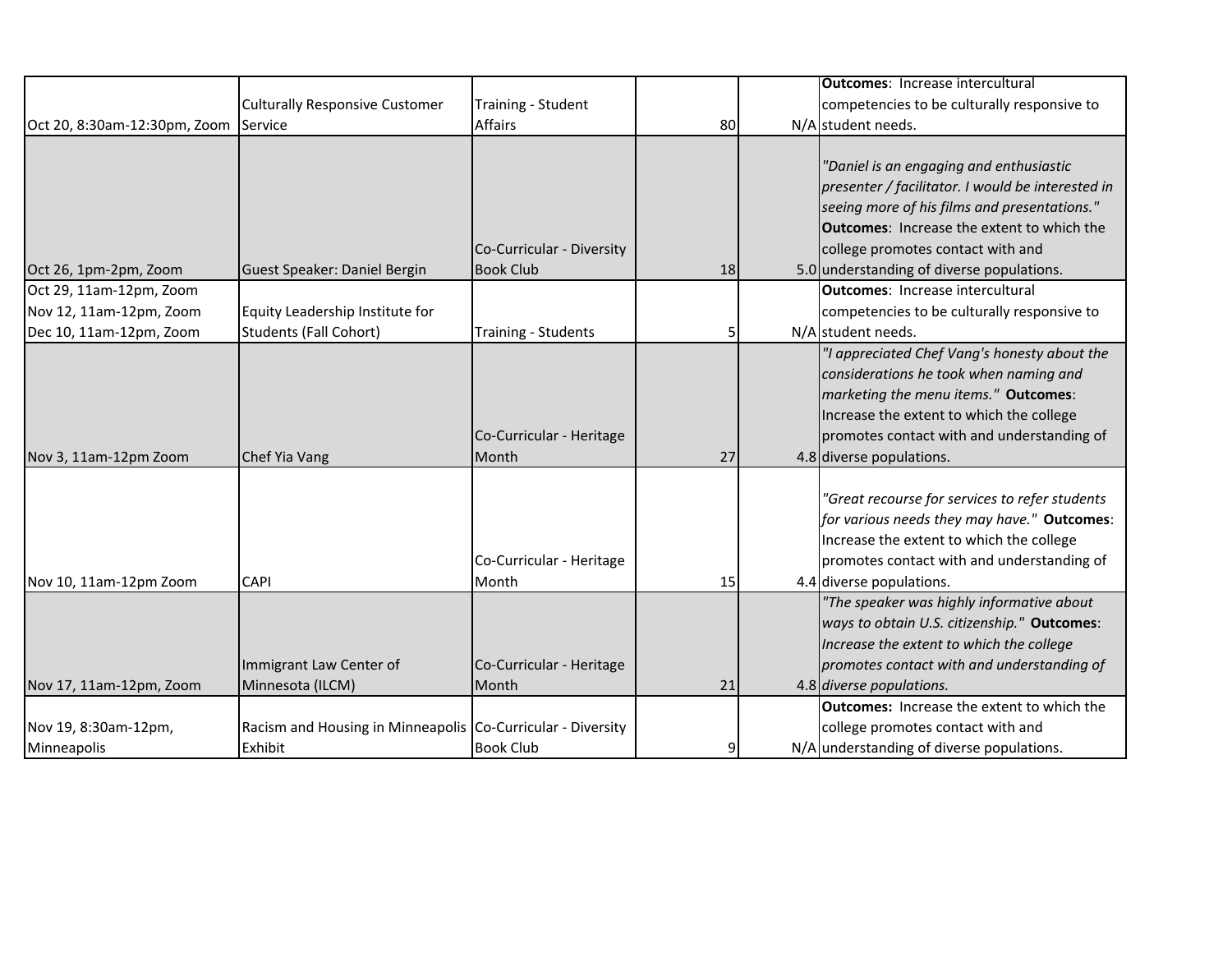| | | | | | |
|---|---|---|---|---|---|
| Oct 20, 8:30am-12:30pm, Zoom | Culturally Responsive Customer Service | Training - Student Affairs | 80 | N/A | **Outcomes**: Increase intercultural competencies to be culturally responsive to student needs. |
| Oct 26, 1pm-2pm, Zoom | Guest Speaker: Daniel Bergin | Co-Curricular - Diversity Book Club | 18 | 5.0 | *"Daniel is an engaging and enthusiastic presenter / facilitator. I would be interested in seeing more of his films and presentations."* **Outcomes**: Increase the extent to which the college promotes contact with and understanding of diverse populations. |
| Oct 29, 11am-12pm, Zoom<br>Nov 12, 11am-12pm, Zoom<br>Dec 10, 11am-12pm, Zoom | Equity Leadership Institute for Students (Fall Cohort) | Training - Students | 5 | N/A | **Outcomes**: Increase intercultural competencies to be culturally responsive to student needs. |
| Nov 3, 11am-12pm Zoom | Chef Yia Vang | Co-Curricular - Heritage Month | 27 | 4.8 | *"I appreciated Chef Vang's honesty about the considerations he took when naming and marketing the menu items."* **Outcomes**: Increase the extent to which the college promotes contact with and understanding of diverse populations. |
| Nov 10, 11am-12pm Zoom | CAPI | Co-Curricular - Heritage Month | 15 | 4.4 | *"Great recourse for services to refer students for various needs they may have."* **Outcomes**: Increase the extent to which the college promotes contact with and understanding of diverse populations. |
| Nov 17, 11am-12pm, Zoom | Immigrant Law Center of Minnesota (ILCM) | Co-Curricular - Heritage Month | 21 | 4.8 | *"The speaker was highly informative about ways to obtain U.S. citizenship."* **Outcomes**: *Increase the extent to which the college promotes contact with and understanding of diverse populations.* |
| Nov 19, 8:30am-12pm, Minneapolis | Racism and Housing in Minneapolis Exhibit | Co-Curricular - Diversity Book Club | 9 | N/A | **Outcomes:** Increase the extent to which the college promotes contact with and understanding of diverse populations. |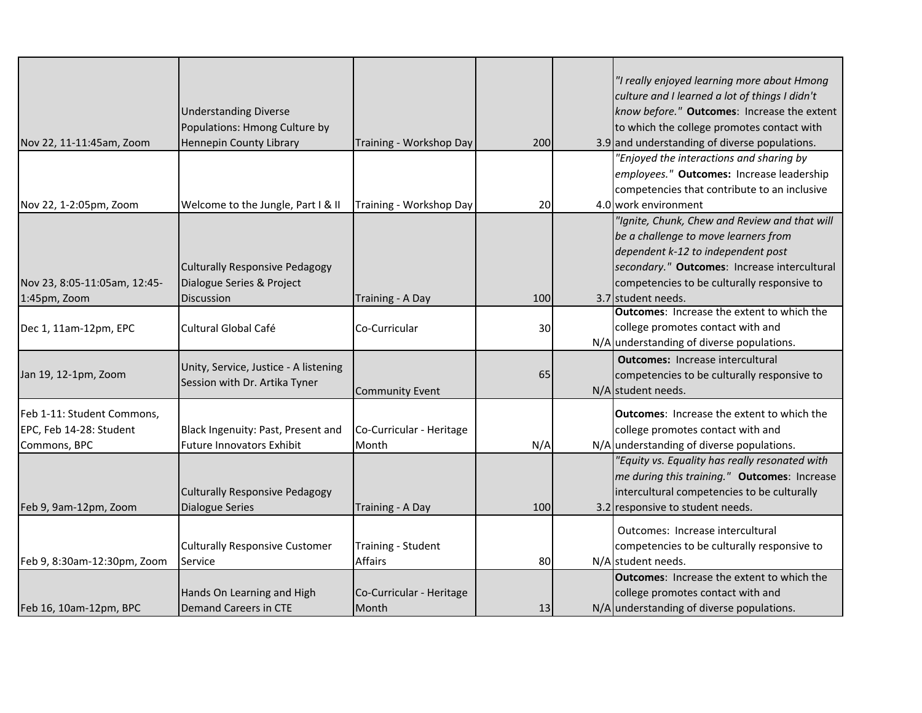| | | | | | |
|---|---|---|---|---|---|
| Nov 22, 11-11:45am, Zoom | Understanding Diverse Populations: Hmong Culture by Hennepin County Library | Training - Workshop Day | 200 | 3.9 | *"I really enjoyed learning more about Hmong culture and I learned a lot of things I didn't know before."* **Outcomes**: Increase the extent to which the college promotes contact with and understanding of diverse populations. |
| Nov 22, 1-2:05pm, Zoom | Welcome to the Jungle, Part I & II | Training - Workshop Day | 20 | 4.0 | *"Enjoyed the interactions and sharing by employees."* **Outcomes:** Increase leadership competencies that contribute to an inclusive work environment |
| Nov 23, 8:05-11:05am, 12:45-1:45pm, Zoom | Culturally Responsive Pedagogy Dialogue Series & Project Discussion | Training - A Day | 100 | 3.7 | *"Ignite, Chunk, Chew and Review and that will be a challenge to move learners from dependent k-12 to independent post secondary."* **Outcomes**: Increase intercultural competencies to be culturally responsive to student needs. |
| Dec 1, 11am-12pm, EPC | Cultural Global Café | Co-Curricular | 30 | N/A | **Outcomes**: Increase the extent to which the college promotes contact with and understanding of diverse populations. |
| Jan 19, 12-1pm, Zoom | Unity, Service, Justice - A listening Session with Dr. Artika Tyner | Community Event | 65 | N/A | **Outcomes:** Increase intercultural competencies to be culturally responsive to student needs. |
| Feb 1-11: Student Commons, EPC, Feb 14-28: Student Commons, BPC | Black Ingenuity: Past, Present and Future Innovators Exhibit | Co-Curricular - Heritage Month | N/A | N/A | **Outcomes**: Increase the extent to which the college promotes contact with and understanding of diverse populations. |
| Feb 9, 9am-12pm, Zoom | Culturally Responsive Pedagogy Dialogue Series | Training - A Day | 100 | 3.2 | *"Equity vs. Equality has really resonated with me during this training."* **Outcomes**: Increase intercultural competencies to be culturally responsive to student needs. |
| Feb 9, 8:30am-12:30pm, Zoom | Culturally Responsive Customer Service | Training - Student Affairs | 80 | N/A | Outcomes: Increase intercultural competencies to be culturally responsive to student needs. |
| Feb 16, 10am-12pm, BPC | Hands On Learning and High Demand Careers in CTE | Co-Curricular - Heritage Month | 13 | N/A | **Outcomes**: Increase the extent to which the college promotes contact with and understanding of diverse populations. |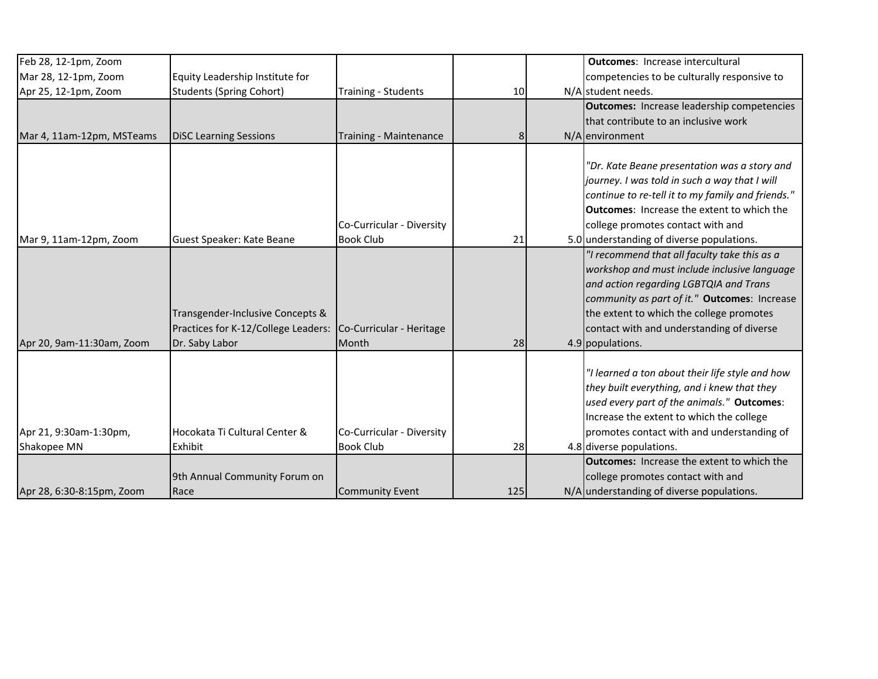| | | | | | |
|---|---|---|---|---|---|
| Feb 28, 12-1pm, Zoom<br>Mar 28, 12-1pm, Zoom<br>Apr 25, 12-1pm, Zoom | Equity Leadership Institute for Students (Spring Cohort) | Training - Students | 10 | N/A | **Outcomes**: Increase intercultural competencies to be culturally responsive to student needs. |
| Mar 4, 11am-12pm, MSTeams | DiSC Learning Sessions | Training - Maintenance | 8 | N/A | **Outcomes:** Increase leadership competencies that contribute to an inclusive work environment |
| Mar 9, 11am-12pm, Zoom | Guest Speaker: Kate Beane | Co-Curricular - Diversity Book Club | 21 | 5.0 | *"Dr. Kate Beane presentation was a story and journey. I was told in such a way that I will continue to re-tell it to my family and friends."* **Outcomes**: Increase the extent to which the college promotes contact with and understanding of diverse populations. |
| Apr 20, 9am-11:30am, Zoom | Transgender-Inclusive Concepts & Practices for K-12/College Leaders: Dr. Saby Labor | Co-Curricular - Heritage Month | 28 | 4.9 | *"I recommend that all faculty take this as a workshop and must include inclusive language and action regarding LGBTQIA and Trans community as part of it."* **Outcomes**: Increase the extent to which the college promotes contact with and understanding of diverse populations. |
| Apr 21, 9:30am-1:30pm, Shakopee MN | Hocokata Ti Cultural Center & Exhibit | Co-Curricular - Diversity Book Club | 28 | 4.8 | *"I learned a ton about their life style and how they built everything, and i knew that they used every part of the animals."* **Outcomes**: Increase the extent to which the college promotes contact with and understanding of diverse populations. |
| Apr 28, 6:30-8:15pm, Zoom | 9th Annual Community Forum on Race | Community Event | 125 | N/A | **Outcomes:** Increase the extent to which the college promotes contact with and understanding of diverse populations. |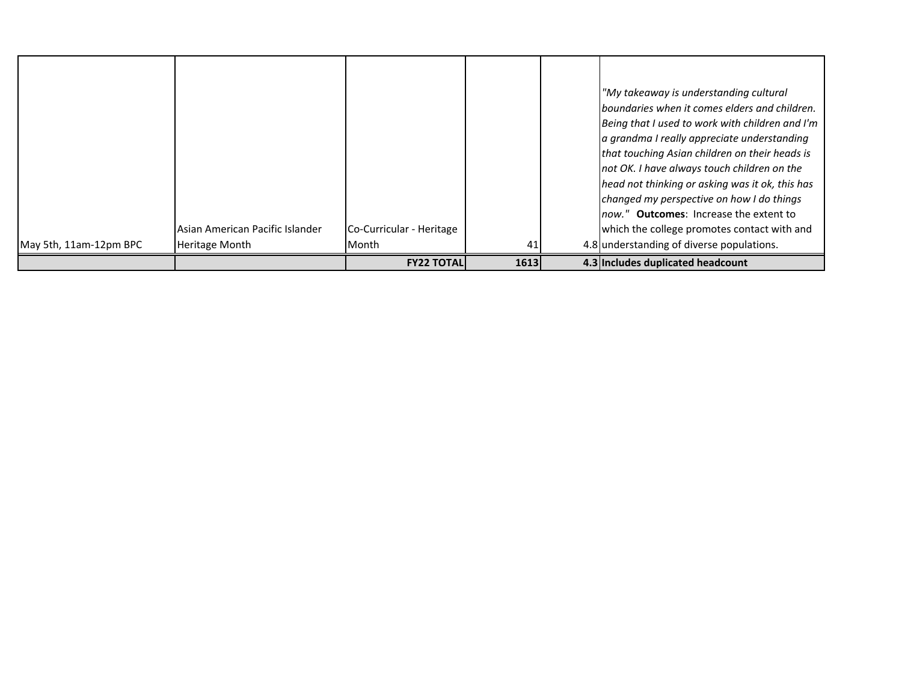| | | | | | |
|---|---|---|---|---|---|
| May 5th, 11am-12pm BPC | Asian American Pacific Islander Heritage Month | Co-Curricular - Heritage Month | 41 | 4.8 | *"My takeaway is understanding cultural boundaries when it comes elders and children. Being that I used to work with children and I'm a grandma I really appreciate understanding that touching Asian children on their heads is not OK. I have always touch children on the head not thinking or asking was it ok, this has changed my perspective on how I do things now."* **Outcomes**: Increase the extent to which the college promotes contact with and understanding of diverse populations. |
| | | **FY22 TOTAL** | **1613** | **4.3** | **Includes duplicated headcount** |